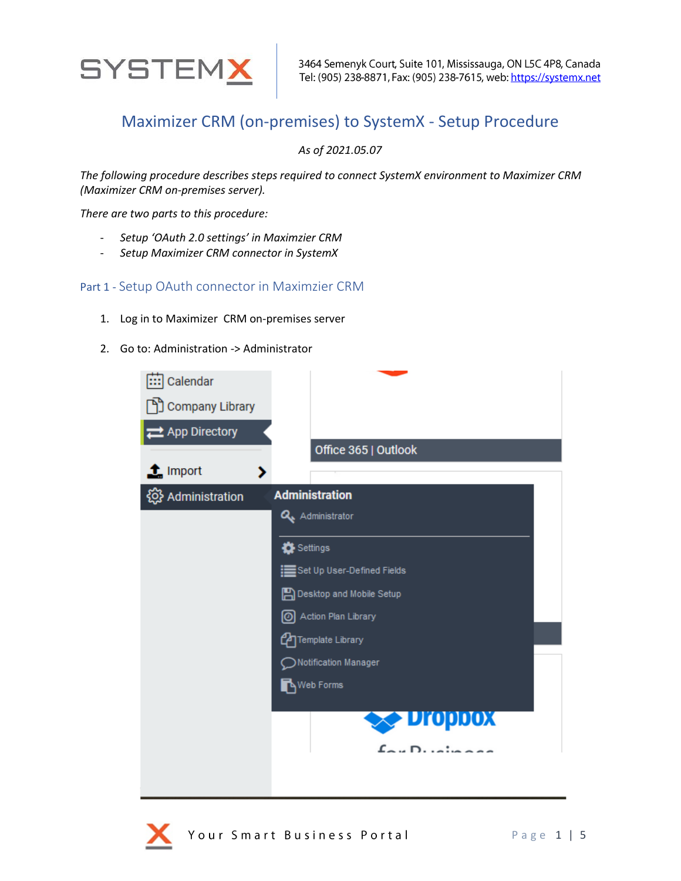SYSTEMX

3464 Semenyk Court, Suite 101, Mississauga, ON L5C 4P8, Canada
Tel: (905) 238-8871, Fax: (905) 238-7615, web: https://systemx.net

# Maximizer CRM (on-premises) to SystemX - Setup Procedure

*As of 2021.05.07*

*The following procedure describes steps required to connect SystemX environment to Maximizer CRM (Maximizer CRM on-premises server).*

*There are two parts to this procedure:*

- *Setup 'OAuth 2.0 settings' in Maximzier CRM*
- *Setup Maximizer CRM connector in SystemX*

## Part 1 - Setup OAuth connector in Maximzier CRM

1. Log in to Maximizer CRM on-premises server
2. Go to: Administration -> Administrator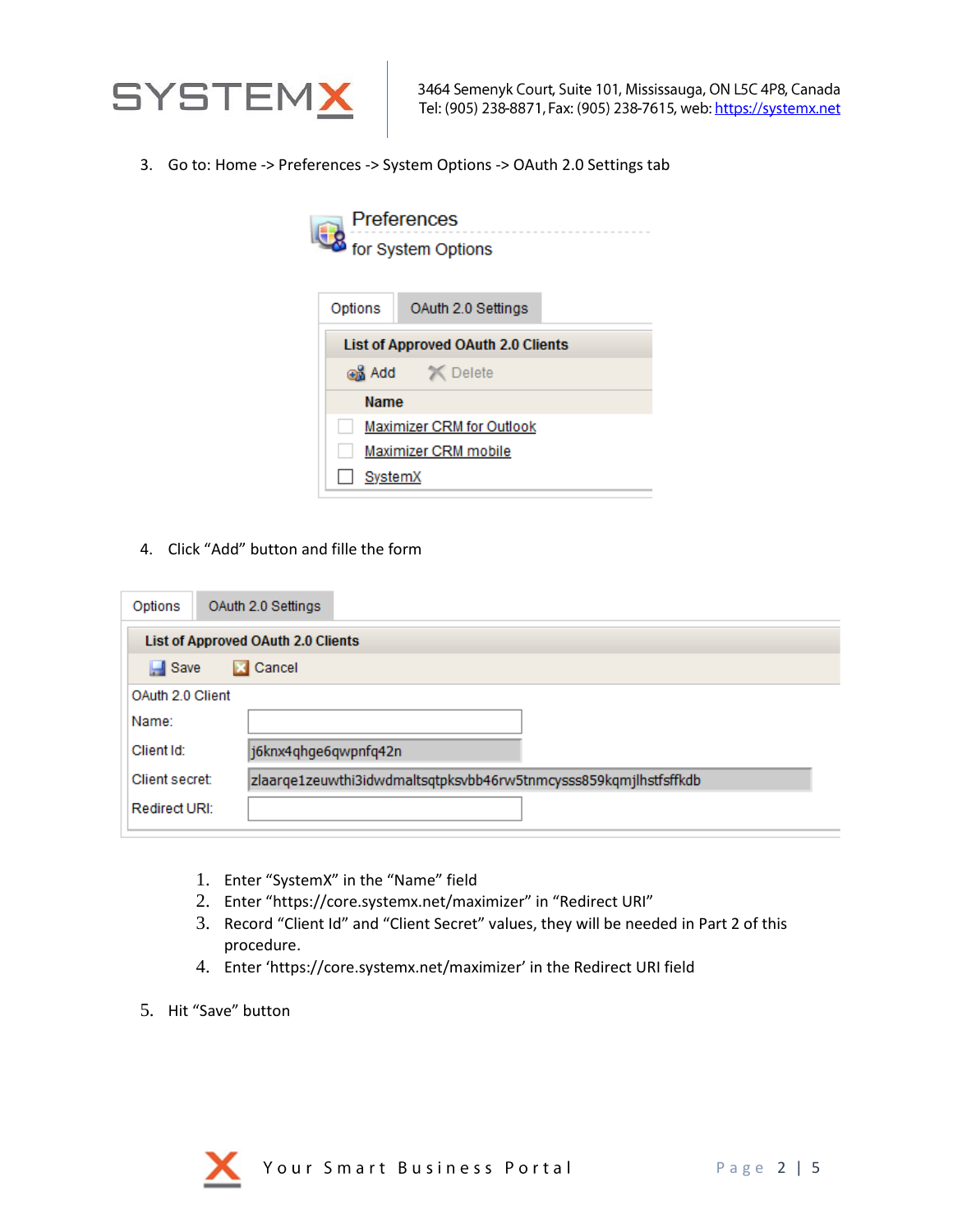3. Go to: Home -> Preferences -> System Options -> OAuth 2.0 Settings tab

4. Click "Add" button and fille the form

   1. Enter "SystemX" in the "Name" field
   2. Enter "https://core.systemx.net/maximizer" in "Redirect URI"
   3. Record "Client Id" and "Client Secret" values, they will be needed in Part 2 of this procedure.
   4. Enter 'https://core.systemx.net/maximizer' in the Redirect URI field

5. Hit "Save" button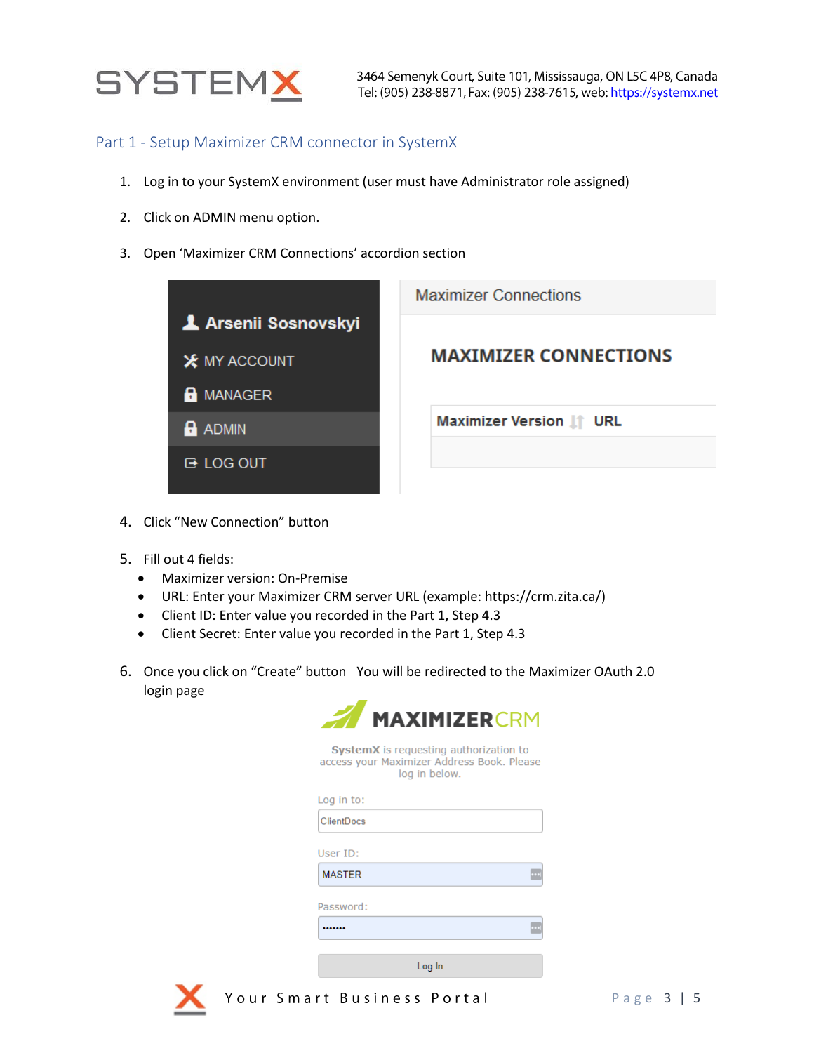## Part 1 - Setup Maximizer CRM connector in SystemX

1. Log in to your SystemX environment (user must have Administrator role assigned)
2. Click on ADMIN menu option.
3. Open 'Maximizer CRM Connections' accordion section
4. Click "New Connection" button
5. Fill out 4 fields:
   - Maximizer version: On-Premise
   - URL: Enter your Maximizer CRM server URL (example: https://crm.zita.ca/)
   - Client ID: Enter value you recorded in the Part 1, Step 4.3
   - Client Secret: Enter value you recorded in the Part 1, Step 4.3
6. Once you click on "Create" button You will be redirected to the Maximizer OAuth 2.0 login page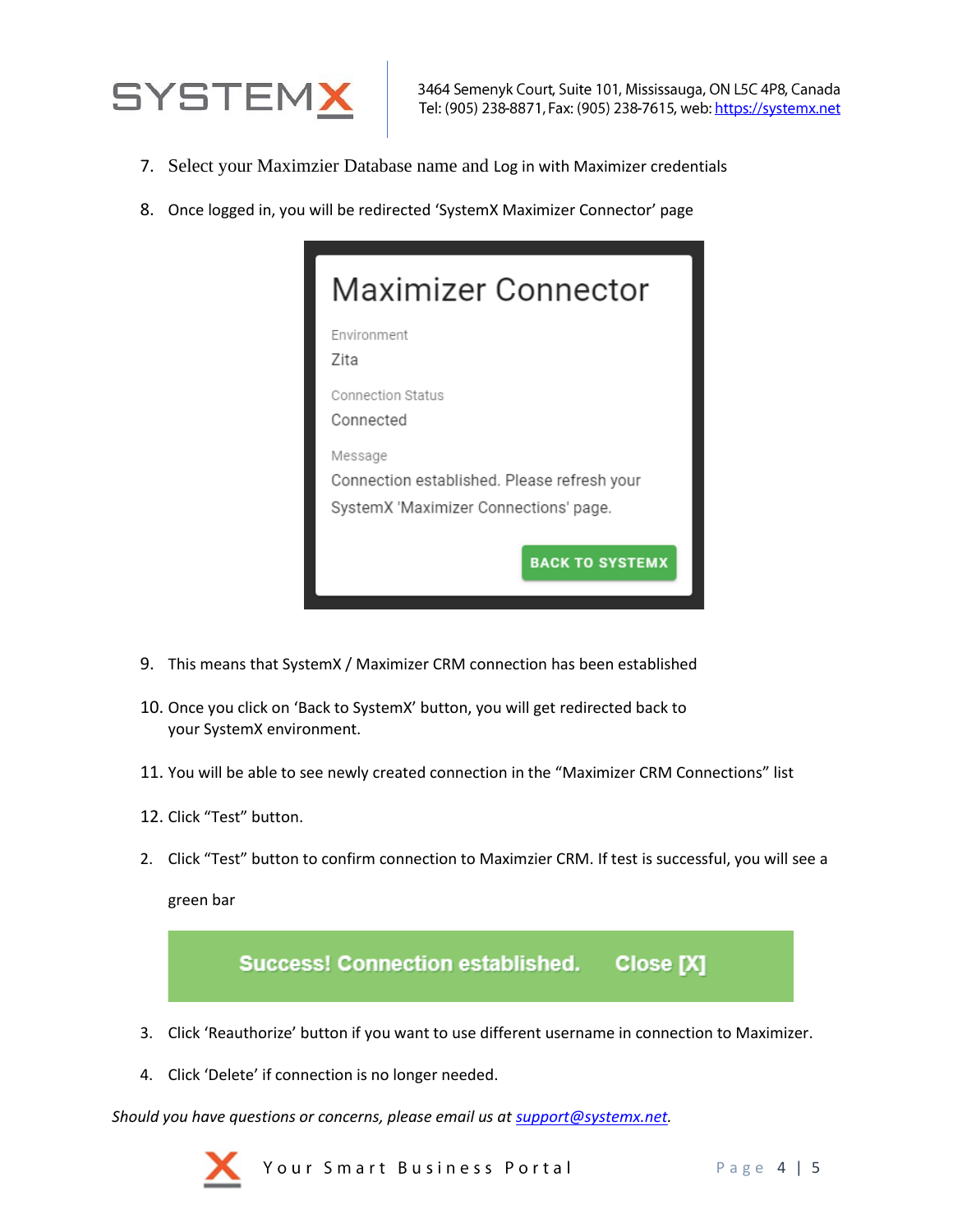7. Select your Maximzier Database name and Log in with Maximizer credentials

8. Once logged in, you will be redirected 'SystemX Maximizer Connector' page

Maximizer Connector

Environment
Zita

Connection Status
Connected

Message
Connection established. Please refresh your SystemX 'Maximizer Connections' page.

BACK TO SYSTEMX

9. This means that SystemX / Maximizer CRM connection has been established

10. Once you click on 'Back to SystemX' button, you will get redirected back to your SystemX environment.

11. You will be able to see newly created connection in the "Maximizer CRM Connections" list

12. Click "Test" button.

2. Click "Test" button to confirm connection to Maximzier CRM. If test is successful, you will see a green bar

Success! Connection established. Close [X]

3. Click 'Reauthorize' button if you want to use different username in connection to Maximizer.

4. Click 'Delete' if connection is no longer needed.

*Should you have questions or concerns, please email us at [support@systemx.net](mailto:support@systemx.net).*